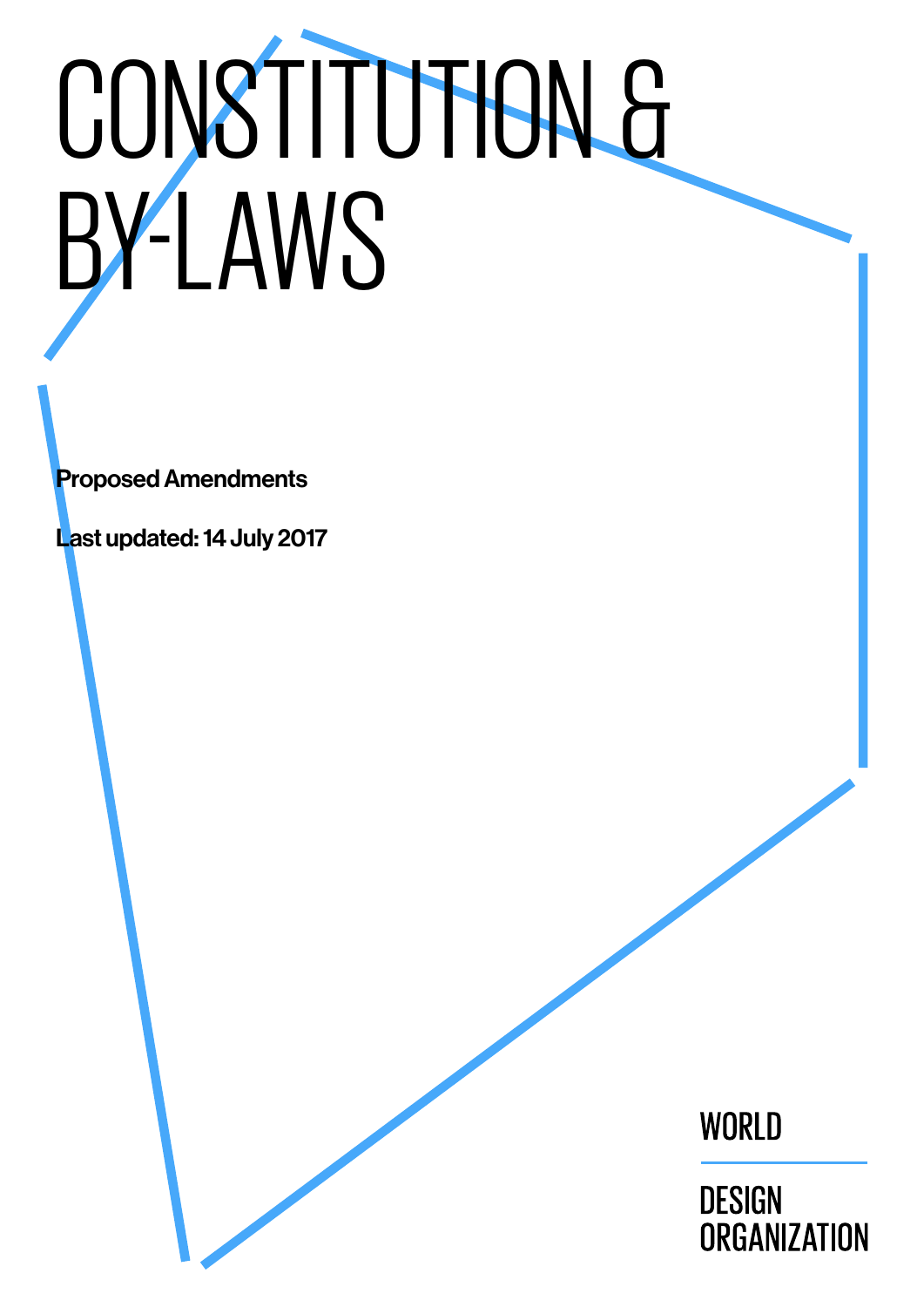# CONSTITUTION & BY-LAWS

**Proposed Amendments**

**Last updated: 14 July 2017**

WORLD DESIGN ORGANIZATION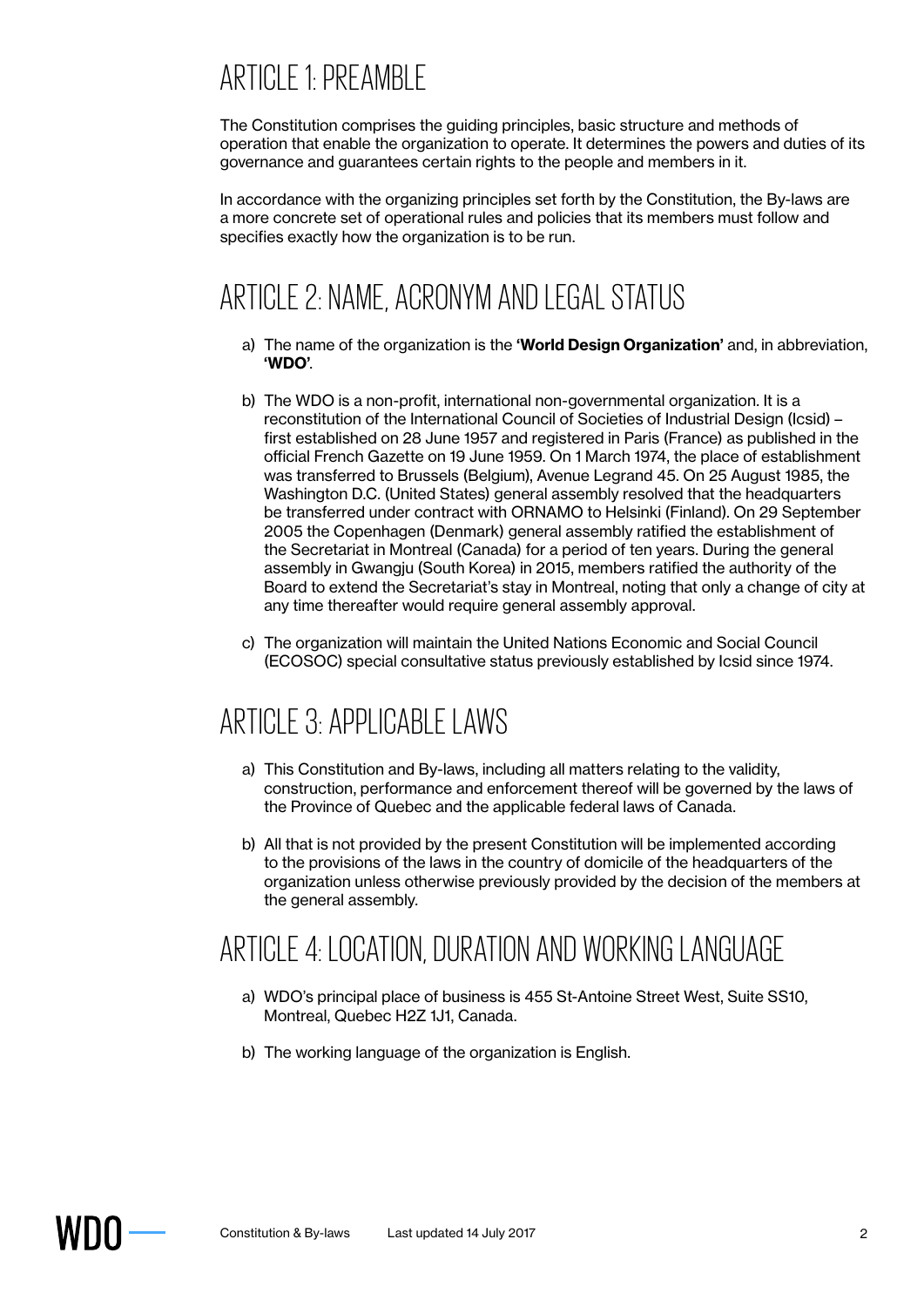## ARTICLE 1: PREAMBLE

The Constitution comprises the guiding principles, basic structure and methods of operation that enable the organization to operate. It determines the powers and duties of its governance and guarantees certain rights to the people and members in it.

In accordance with the organizing principles set forth by the Constitution, the By-laws are a more concrete set of operational rules and policies that its members must follow and specifies exactly how the organization is to be run.

## ARTICLE 2: NAME, ACRONYM AND LEGAL STATUS

a) The name of the organization is the **'World Design Organization'** and, in abbreviation, **'WDO'**.

b) The WDO is a non-profit, international non-governmental organization. It is a reconstitution of the International Council of Societies of Industrial Design (Icsid) – first established on 28 June 1957 and registered in Paris (France) as published in the official French Gazette on 19 June 1959. On 1 March 1974, the place of establishment was transferred to Brussels (Belgium), Avenue Legrand 45. On 25 August 1985, the Washington D.C. (United States) general assembly resolved that the headquarters be transferred under contract with ORNAMO to Helsinki (Finland). On 29 September 2005 the Copenhagen (Denmark) general assembly ratified the establishment of the Secretariat in Montreal (Canada) for a period of ten years. During the general assembly in Gwangju (South Korea) in 2015, members ratified the authority of the Board to extend the Secretariat's stay in Montreal, noting that only a change of city at any time thereafter would require general assembly approval.

c) The organization will maintain the United Nations Economic and Social Council (ECOSOC) special consultative status previously established by Icsid since 1974.

## ARTICLE 3: APPLICABLE LAWS

a) This Constitution and By-laws, including all matters relating to the validity, construction, performance and enforcement thereof will be governed by the laws of the Province of Quebec and the applicable federal laws of Canada.

b) All that is not provided by the present Constitution will be implemented according to the provisions of the laws in the country of domicile of the headquarters of the organization unless otherwise previously provided by the decision of the members at the general assembly.

## ARTICLE 4: LOCATION, DURATION AND WORKING LANGUAGE

a) WDO's principal place of business is 455 St-Antoine Street West, Suite SS10, Montreal, Quebec H2Z 1J1, Canada.

b) The working language of the organization is English.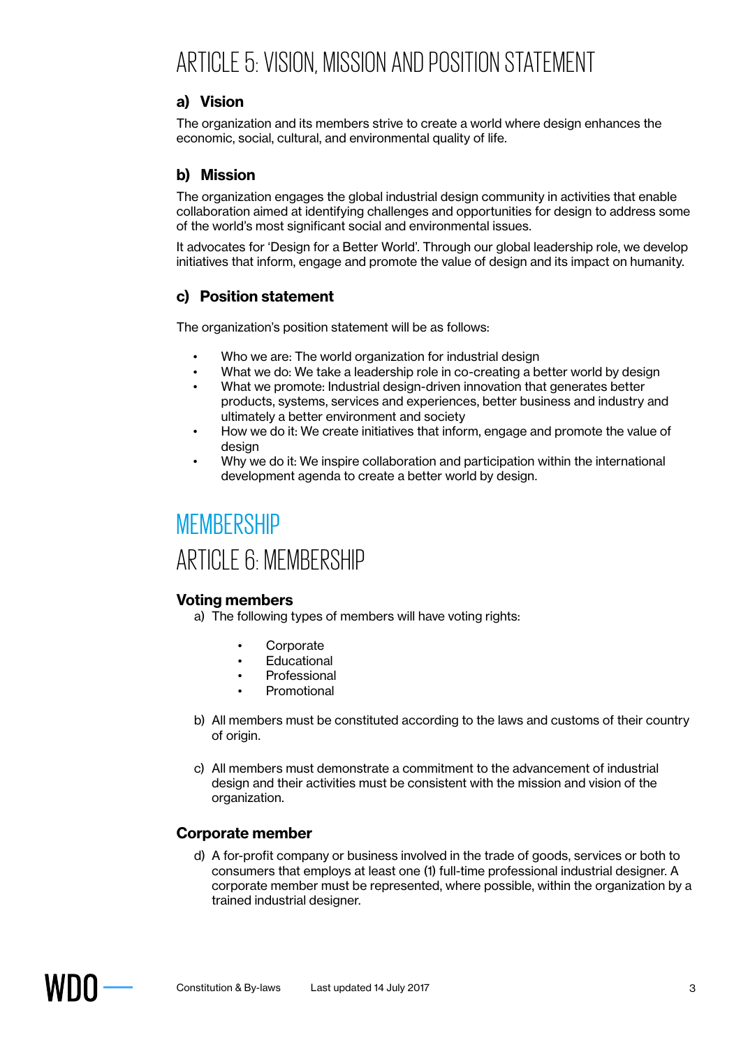# ARTICLE 5: VISION, MISSION AND POSITION STATEMENT

### a) Vision

The organization and its members strive to create a world where design enhances the economic, social, cultural, and environmental quality of life.

### b) Mission

The organization engages the global industrial design community in activities that enable collaboration aimed at identifying challenges and opportunities for design to address some of the world's most significant social and environmental issues.

It advocates for 'Design for a Better World'. Through our global leadership role, we develop initiatives that inform, engage and promote the value of design and its impact on humanity.

### c) Position statement

The organization's position statement will be as follows:

- Who we are: The world organization for industrial design
- What we do: We take a leadership role in co-creating a better world by design
- What we promote: Industrial design-driven innovation that generates better products, systems, services and experiences, better business and industry and ultimately a better environment and society
- How we do it: We create initiatives that inform, engage and promote the value of design
- Why we do it: We inspire collaboration and participation within the international development agenda to create a better world by design.

# MEMBERSHIP

# ARTICLE 6: MEMBERSHIP

### Voting members

a) The following types of members will have voting rights:

- Corporate
- Educational
- Professional
- Promotional

b) All members must be constituted according to the laws and customs of their country of origin.

c) All members must demonstrate a commitment to the advancement of industrial design and their activities must be consistent with the mission and vision of the organization.

### Corporate member

d) A for-profit company or business involved in the trade of goods, services or both to consumers that employs at least one (1) full-time professional industrial designer. A corporate member must be represented, where possible, within the organization by a trained industrial designer.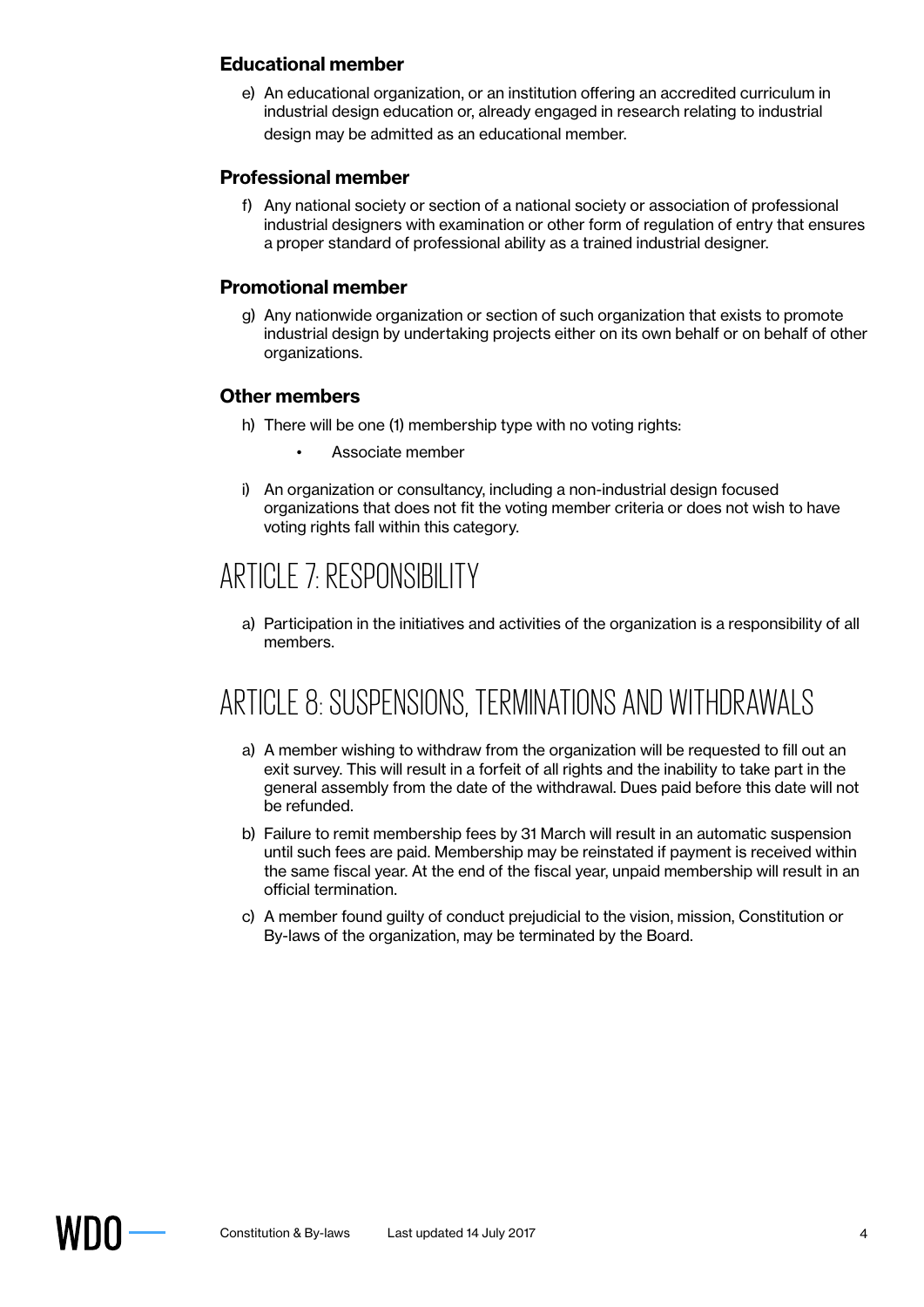### Educational member

e) An educational organization, or an institution offering an accredited curriculum in industrial design education or, already engaged in research relating to industrial design may be admitted as an educational member.

### Professional member

f) Any national society or section of a national society or association of professional industrial designers with examination or other form of regulation of entry that ensures a proper standard of professional ability as a trained industrial designer.

### Promotional member

g) Any nationwide organization or section of such organization that exists to promote industrial design by undertaking projects either on its own behalf or on behalf of other organizations.

### Other members

h) There will be one (1) membership type with no voting rights:

- Associate member

i) An organization or consultancy, including a non-industrial design focused organizations that does not fit the voting member criteria or does not wish to have voting rights fall within this category.

## ARTICLE 7: RESPONSIBILITY

a) Participation in the initiatives and activities of the organization is a responsibility of all members.

## ARTICLE 8: SUSPENSIONS, TERMINATIONS AND WITHDRAWALS

a) A member wishing to withdraw from the organization will be requested to fill out an exit survey. This will result in a forfeit of all rights and the inability to take part in the general assembly from the date of the withdrawal. Dues paid before this date will not be refunded.

b) Failure to remit membership fees by 31 March will result in an automatic suspension until such fees are paid. Membership may be reinstated if payment is received within the same fiscal year. At the end of the fiscal year, unpaid membership will result in an official termination.

c) A member found guilty of conduct prejudicial to the vision, mission, Constitution or By-laws of the organization, may be terminated by the Board.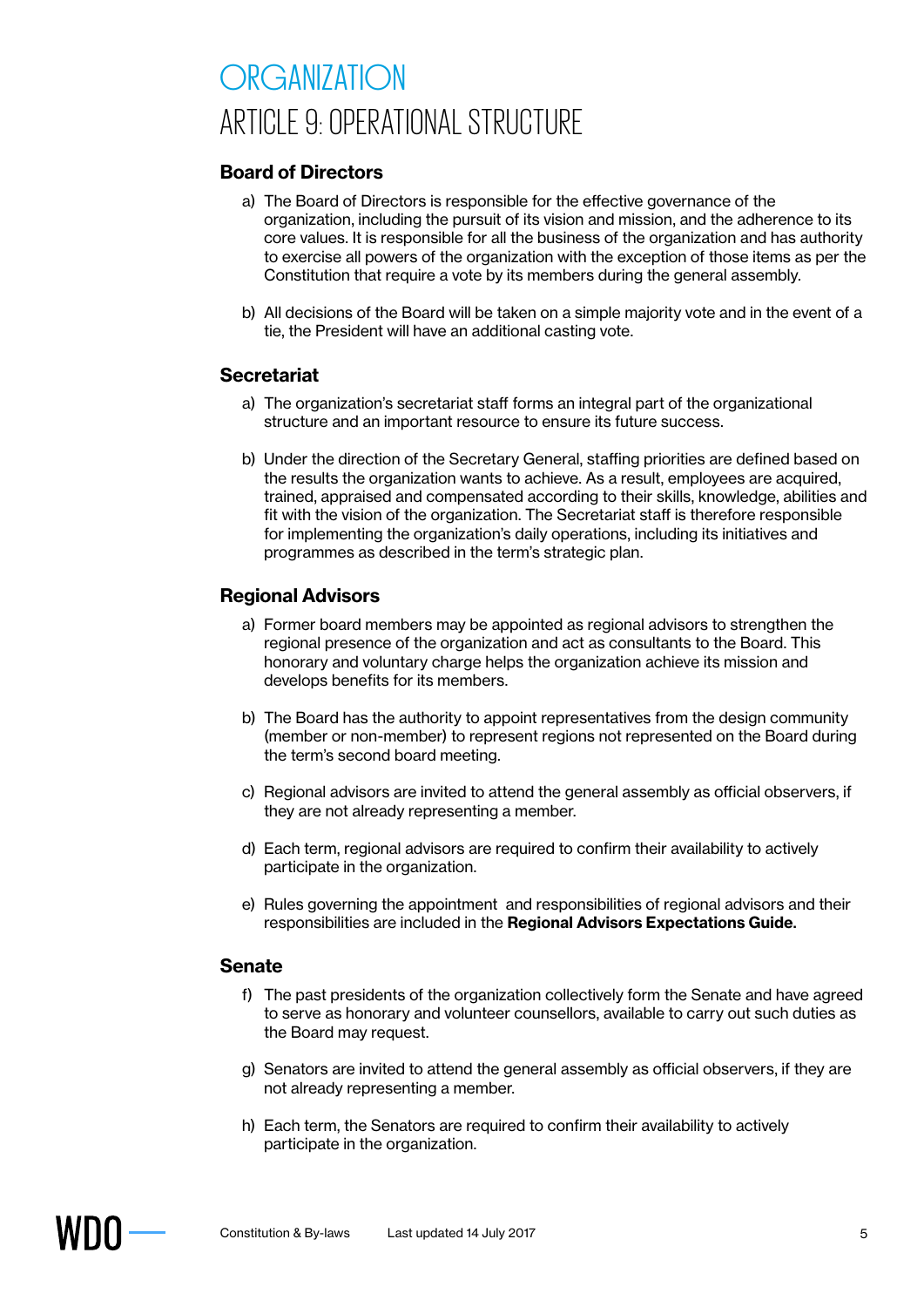# ORGANIZATION

## ARTICLE 9: OPERATIONAL STRUCTURE

### Board of Directors

a) The Board of Directors is responsible for the effective governance of the organization, including the pursuit of its vision and mission, and the adherence to its core values. It is responsible for all the business of the organization and has authority to exercise all powers of the organization with the exception of those items as per the Constitution that require a vote by its members during the general assembly.

b) All decisions of the Board will be taken on a simple majority vote and in the event of a tie, the President will have an additional casting vote.

### Secretariat

a) The organization's secretariat staff forms an integral part of the organizational structure and an important resource to ensure its future success.

b) Under the direction of the Secretary General, staffing priorities are defined based on the results the organization wants to achieve. As a result, employees are acquired, trained, appraised and compensated according to their skills, knowledge, abilities and fit with the vision of the organization. The Secretariat staff is therefore responsible for implementing the organization's daily operations, including its initiatives and programmes as described in the term's strategic plan.

### Regional Advisors

a) Former board members may be appointed as regional advisors to strengthen the regional presence of the organization and act as consultants to the Board. This honorary and voluntary charge helps the organization achieve its mission and develops benefits for its members.

b) The Board has the authority to appoint representatives from the design community (member or non-member) to represent regions not represented on the Board during the term's second board meeting.

c) Regional advisors are invited to attend the general assembly as official observers, if they are not already representing a member.

d) Each term, regional advisors are required to confirm their availability to actively participate in the organization.

e) Rules governing the appointment and responsibilities of regional advisors and their responsibilities are included in the **Regional Advisors Expectations Guide.**

### Senate

f) The past presidents of the organization collectively form the Senate and have agreed to serve as honorary and volunteer counsellors, available to carry out such duties as the Board may request.

g) Senators are invited to attend the general assembly as official observers, if they are not already representing a member.

h) Each term, the Senators are required to confirm their availability to actively participate in the organization.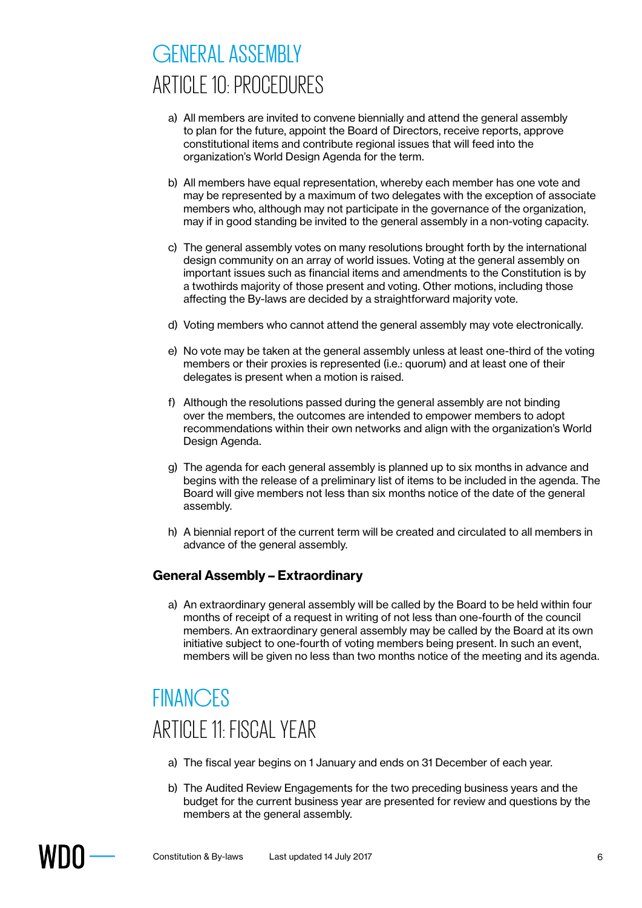# GENERAL ASSEMBLY

## ARTICLE 10: PROCEDURES

a) All members are invited to convene biennially and attend the general assembly to plan for the future, appoint the Board of Directors, receive reports, approve constitutional items and contribute regional issues that will feed into the organization's World Design Agenda for the term.

b) All members have equal representation, whereby each member has one vote and may be represented by a maximum of two delegates with the exception of associate members who, although may not participate in the governance of the organization, may if in good standing be invited to the general assembly in a non-voting capacity.

c) The general assembly votes on many resolutions brought forth by the international design community on an array of world issues. Voting at the general assembly on important issues such as financial items and amendments to the Constitution is by a twothirds majority of those present and voting. Other motions, including those affecting the By-laws are decided by a straightforward majority vote.

d) Voting members who cannot attend the general assembly may vote electronically.

e) No vote may be taken at the general assembly unless at least one-third of the voting members or their proxies is represented (i.e.: quorum) and at least one of their delegates is present when a motion is raised.

f) Although the resolutions passed during the general assembly are not binding over the members, the outcomes are intended to empower members to adopt recommendations within their own networks and align with the organization's World Design Agenda.

g) The agenda for each general assembly is planned up to six months in advance and begins with the release of a preliminary list of items to be included in the agenda. The Board will give members not less than six months notice of the date of the general assembly.

h) A biennial report of the current term will be created and circulated to all members in advance of the general assembly.

### General Assembly – Extraordinary

a) An extraordinary general assembly will be called by the Board to be held within four months of receipt of a request in writing of not less than one-fourth of the council members. An extraordinary general assembly may be called by the Board at its own initiative subject to one-fourth of voting members being present. In such an event, members will be given no less than two months notice of the meeting and its agenda.

# FINANCES

## ARTICLE 11: FISCAL YEAR

a) The fiscal year begins on 1 January and ends on 31 December of each year.

b) The Audited Review Engagements for the two preceding business years and the budget for the current business year are presented for review and questions by the members at the general assembly.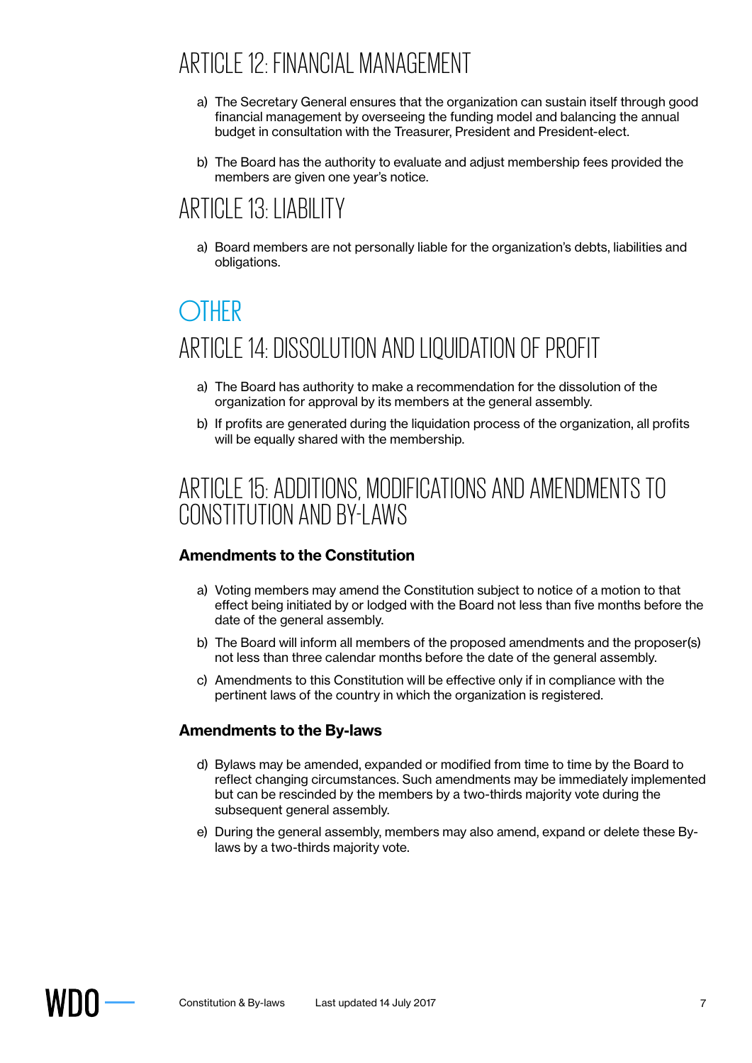## ARTICLE 12: FINANCIAL MANAGEMENT

a) The Secretary General ensures that the organization can sustain itself through good financial management by overseeing the funding model and balancing the annual budget in consultation with the Treasurer, President and President-elect.

b) The Board has the authority to evaluate and adjust membership fees provided the members are given one year's notice.

## ARTICLE 13: LIABILITY

a) Board members are not personally liable for the organization's debts, liabilities and obligations.

# OTHER

## ARTICLE 14: DISSOLUTION AND LIQUIDATION OF PROFIT

a) The Board has authority to make a recommendation for the dissolution of the organization for approval by its members at the general assembly.

b) If profits are generated during the liquidation process of the organization, all profits will be equally shared with the membership.

## ARTICLE 15: ADDITIONS, MODIFICATIONS AND AMENDMENTS TO CONSTITUTION AND BY-LAWS

### Amendments to the Constitution

a) Voting members may amend the Constitution subject to notice of a motion to that effect being initiated by or lodged with the Board not less than five months before the date of the general assembly.

b) The Board will inform all members of the proposed amendments and the proposer(s) not less than three calendar months before the date of the general assembly.

c) Amendments to this Constitution will be effective only if in compliance with the pertinent laws of the country in which the organization is registered.

### Amendments to the By-laws

d) Bylaws may be amended, expanded or modified from time to time by the Board to reflect changing circumstances. Such amendments may be immediately implemented but can be rescinded by the members by a two-thirds majority vote during the subsequent general assembly.

e) During the general assembly, members may also amend, expand or delete these By-laws by a two-thirds majority vote.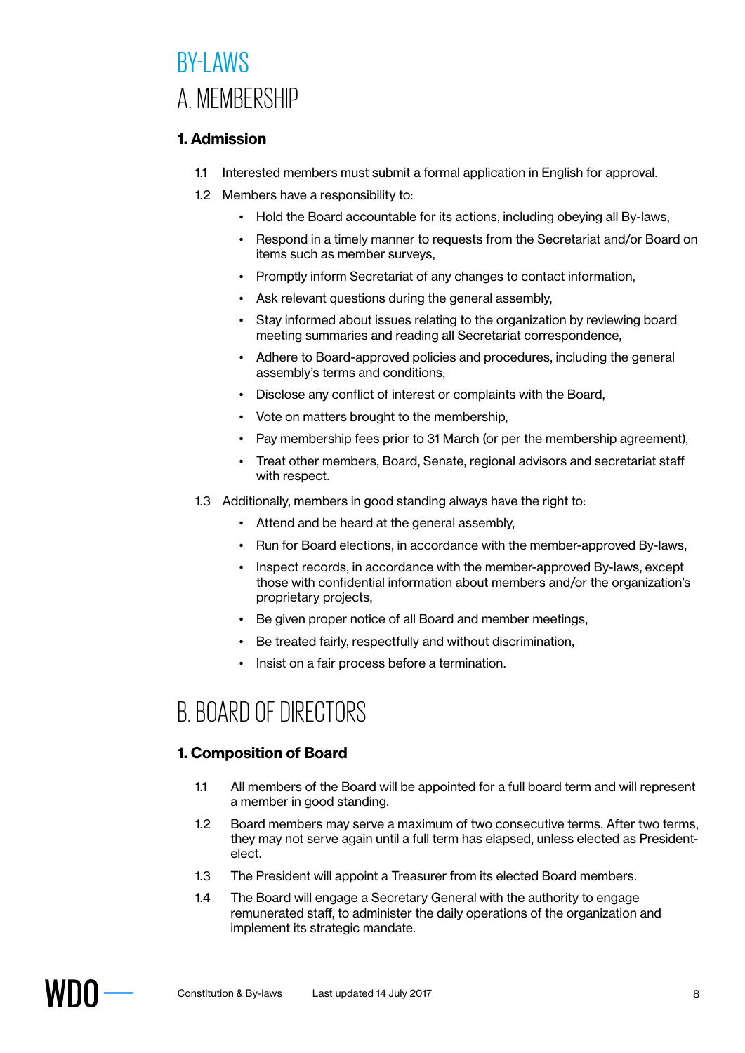# BY-LAWS

# A. MEMBERSHIP

### 1. Admission

1.1 Interested members must submit a formal application in English for approval.

1.2 Members have a responsibility to:

- Hold the Board accountable for its actions, including obeying all By-laws,
- Respond in a timely manner to requests from the Secretariat and/or Board on items such as member surveys,
- Promptly inform Secretariat of any changes to contact information,
- Ask relevant questions during the general assembly,
- Stay informed about issues relating to the organization by reviewing board meeting summaries and reading all Secretariat correspondence,
- Adhere to Board-approved policies and procedures, including the general assembly's terms and conditions,
- Disclose any conflict of interest or complaints with the Board,
- Vote on matters brought to the membership,
- Pay membership fees prior to 31 March (or per the membership agreement),
- Treat other members, Board, Senate, regional advisors and secretariat staff with respect.

1.3 Additionally, members in good standing always have the right to:

- Attend and be heard at the general assembly,
- Run for Board elections, in accordance with the member-approved By-laws,
- Inspect records, in accordance with the member-approved By-laws, except those with confidential information about members and/or the organization's proprietary projects,
- Be given proper notice of all Board and member meetings,
- Be treated fairly, respectfully and without discrimination,
- Insist on a fair process before a termination.

# B. BOARD OF DIRECTORS

### 1. Composition of Board

1.1 All members of the Board will be appointed for a full board term and will represent a member in good standing.

1.2 Board members may serve a maximum of two consecutive terms. After two terms, they may not serve again until a full term has elapsed, unless elected as President-elect.

1.3 The President will appoint a Treasurer from its elected Board members.

1.4 The Board will engage a Secretary General with the authority to engage remunerated staff, to administer the daily operations of the organization and implement its strategic mandate.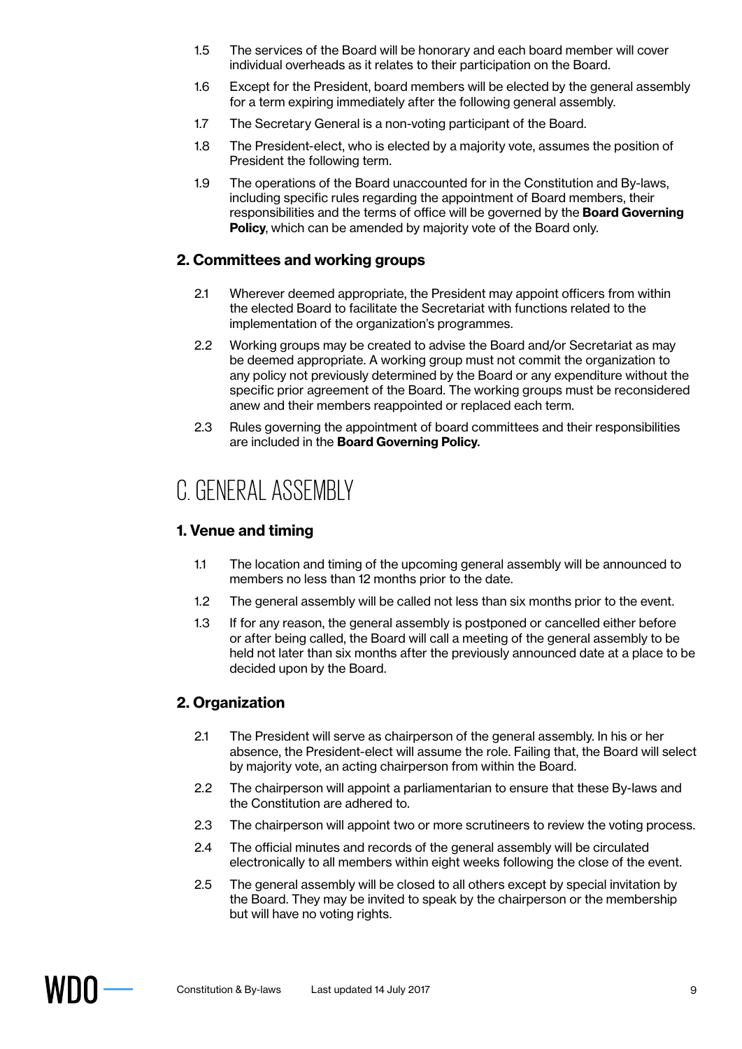1.5 The services of the Board will be honorary and each board member will cover individual overheads as it relates to their participation on the Board.

1.6 Except for the President, board members will be elected by the general assembly for a term expiring immediately after the following general assembly.

1.7 The Secretary General is a non-voting participant of the Board.

1.8 The President-elect, who is elected by a majority vote, assumes the position of President the following term.

1.9 The operations of the Board unaccounted for in the Constitution and By-laws, including specific rules regarding the appointment of Board members, their responsibilities and the terms of office will be governed by the **Board Governing Policy**, which can be amended by majority vote of the Board only.

### 2. Committees and working groups

2.1 Wherever deemed appropriate, the President may appoint officers from within the elected Board to facilitate the Secretariat with functions related to the implementation of the organization's programmes.

2.2 Working groups may be created to advise the Board and/or Secretariat as may be deemed appropriate. A working group must not commit the organization to any policy not previously determined by the Board or any expenditure without the specific prior agreement of the Board. The working groups must be reconsidered anew and their members reappointed or replaced each term.

2.3 Rules governing the appointment of board committees and their responsibilities are included in the **Board Governing Policy.**

## C. GENERAL ASSEMBLY

### 1. Venue and timing

1.1 The location and timing of the upcoming general assembly will be announced to members no less than 12 months prior to the date.

1.2 The general assembly will be called not less than six months prior to the event.

1.3 If for any reason, the general assembly is postponed or cancelled either before or after being called, the Board will call a meeting of the general assembly to be held not later than six months after the previously announced date at a place to be decided upon by the Board.

### 2. Organization

2.1 The President will serve as chairperson of the general assembly. In his or her absence, the President-elect will assume the role. Failing that, the Board will select by majority vote, an acting chairperson from within the Board.

2.2 The chairperson will appoint a parliamentarian to ensure that these By-laws and the Constitution are adhered to.

2.3 The chairperson will appoint two or more scrutineers to review the voting process.

2.4 The official minutes and records of the general assembly will be circulated electronically to all members within eight weeks following the close of the event.

2.5 The general assembly will be closed to all others except by special invitation by the Board. They may be invited to speak by the chairperson or the membership but will have no voting rights.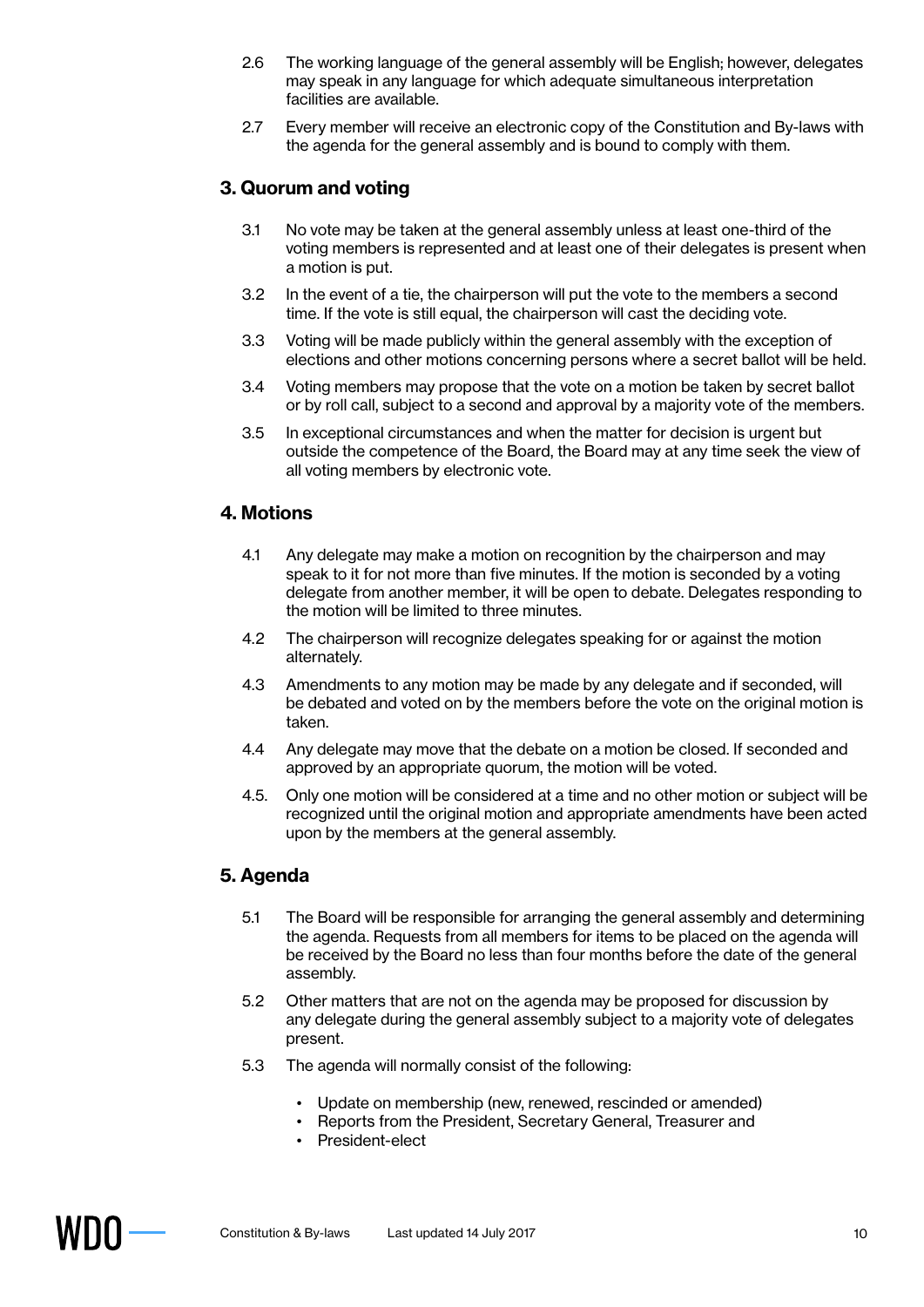2.6 The working language of the general assembly will be English; however, delegates may speak in any language for which adequate simultaneous interpretation facilities are available.

2.7 Every member will receive an electronic copy of the Constitution and By-laws with the agenda for the general assembly and is bound to comply with them.

## 3. Quorum and voting

3.1 No vote may be taken at the general assembly unless at least one-third of the voting members is represented and at least one of their delegates is present when a motion is put.

3.2 In the event of a tie, the chairperson will put the vote to the members a second time. If the vote is still equal, the chairperson will cast the deciding vote.

3.3 Voting will be made publicly within the general assembly with the exception of elections and other motions concerning persons where a secret ballot will be held.

3.4 Voting members may propose that the vote on a motion be taken by secret ballot or by roll call, subject to a second and approval by a majority vote of the members.

3.5 In exceptional circumstances and when the matter for decision is urgent but outside the competence of the Board, the Board may at any time seek the view of all voting members by electronic vote.

## 4. Motions

4.1 Any delegate may make a motion on recognition by the chairperson and may speak to it for not more than five minutes. If the motion is seconded by a voting delegate from another member, it will be open to debate. Delegates responding to the motion will be limited to three minutes.

4.2 The chairperson will recognize delegates speaking for or against the motion alternately.

4.3 Amendments to any motion may be made by any delegate and if seconded, will be debated and voted on by the members before the vote on the original motion is taken.

4.4 Any delegate may move that the debate on a motion be closed. If seconded and approved by an appropriate quorum, the motion will be voted.

4.5. Only one motion will be considered at a time and no other motion or subject will be recognized until the original motion and appropriate amendments have been acted upon by the members at the general assembly.

## 5. Agenda

5.1 The Board will be responsible for arranging the general assembly and determining the agenda. Requests from all members for items to be placed on the agenda will be received by the Board no less than four months before the date of the general assembly.

5.2 Other matters that are not on the agenda may be proposed for discussion by any delegate during the general assembly subject to a majority vote of delegates present.

5.3 The agenda will normally consist of the following:

- Update on membership (new, renewed, rescinded or amended)
- Reports from the President, Secretary General, Treasurer and
- President-elect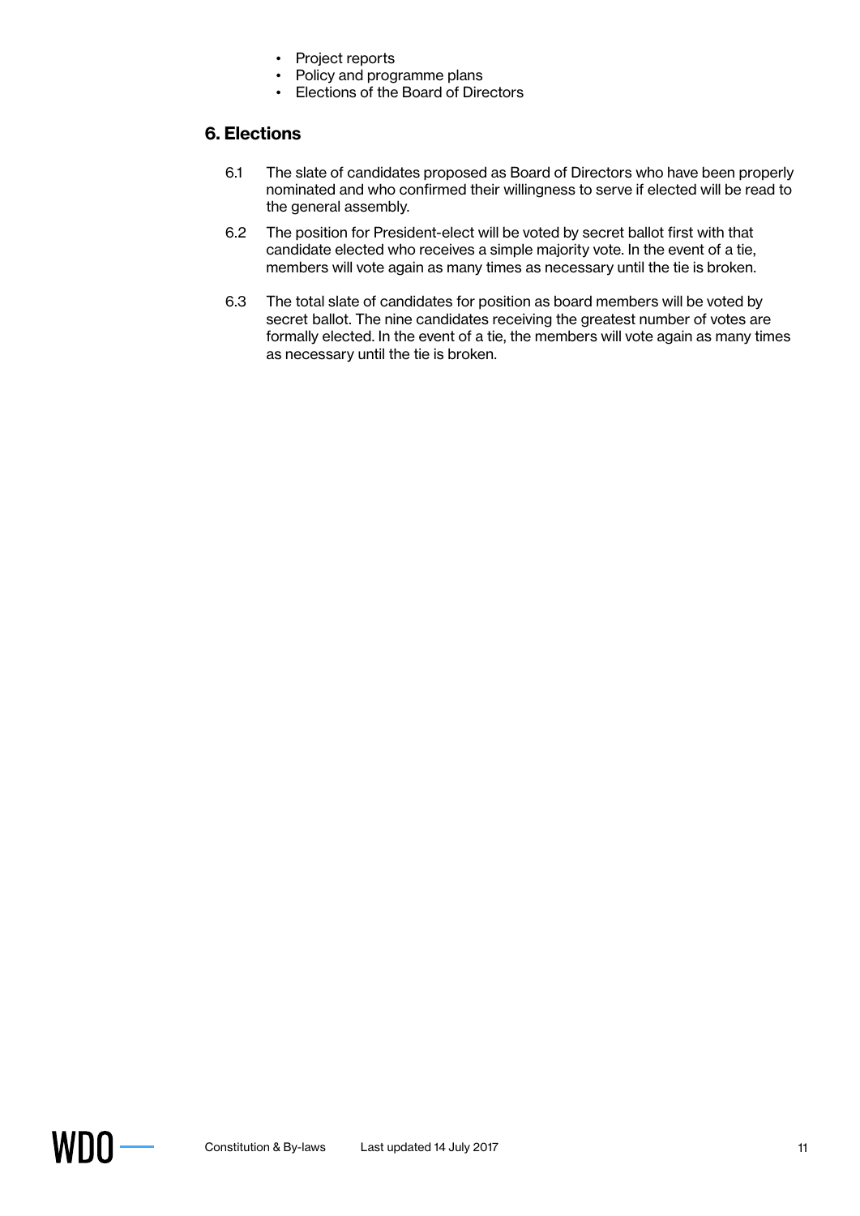- Project reports
- Policy and programme plans
- Elections of the Board of Directors

## 6. Elections

6.1 The slate of candidates proposed as Board of Directors who have been properly nominated and who confirmed their willingness to serve if elected will be read to the general assembly.

6.2 The position for President-elect will be voted by secret ballot first with that candidate elected who receives a simple majority vote. In the event of a tie, members will vote again as many times as necessary until the tie is broken.

6.3 The total slate of candidates for position as board members will be voted by secret ballot. The nine candidates receiving the greatest number of votes are formally elected. In the event of a tie, the members will vote again as many times as necessary until the tie is broken.